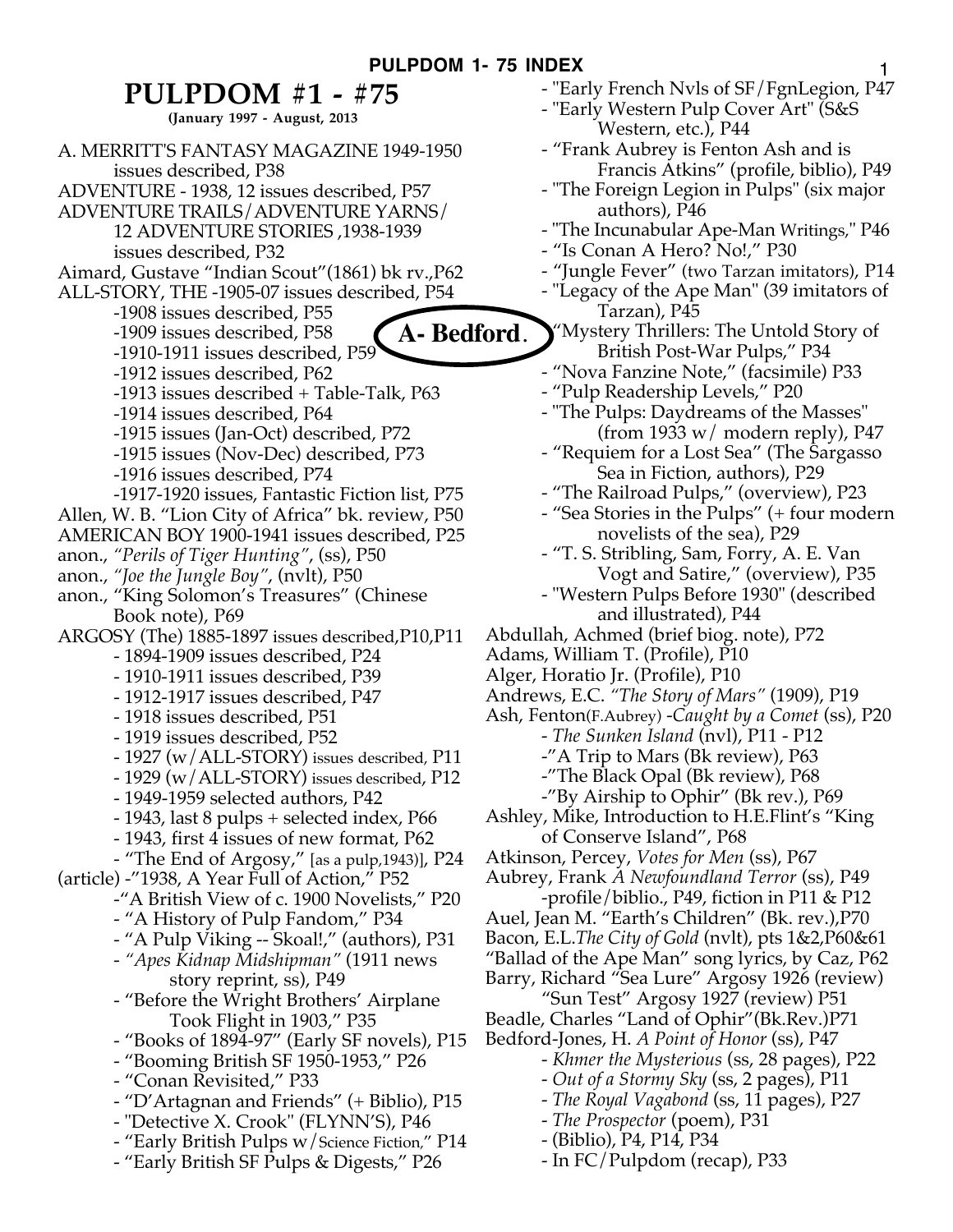# PULPDOM #1 - #75

**(January 1997 - August, 2013**

A. MERRITT'S FANTASY MAGAZINE 1949-1950 issues described, P38

ADVENTURE - 1938, 12 issues described, P57

ADVENTURE TRAILS/ADVENTURE YARNS/ 12 ADVENTURE STORIES ,1938-1939 issues described, P32

Aimard, Gustave "Indian Scout"(1861) bk rv.,P62

ALL-STORY, THE -1905-07 issues described, P54
- -1908 issues described, P55
- -1909 issues described, P58
- -1910-1911 issues described, P59
- -1912 issues described, P62
- -1913 issues described + Table-Talk, P63
- -1914 issues described, P64
- -1915 issues (Jan-Oct) described, P72
- -1915 issues (Nov-Dec) described, P73
- -1916 issues described, P74
- -1917-1920 issues, Fantastic Fiction list, P75

Allen, W. B. "Lion City of Africa" bk. review, P50

AMERICAN BOY 1900-1941 issues described, P25

anon., *"Perils of Tiger Hunting"*, (ss), P50

anon., *"Joe the Jungle Boy"*, (nvlt), P50

anon., "King Solomon's Treasures" (Chinese Book note), P69

ARGOSY (The) 1885-1897 issues described,P10,P11
- - 1894-1909 issues described, P24
- - 1910-1911 issues described, P39
- - 1912-1917 issues described, P47
- - 1918 issues described, P51
- - 1919 issues described, P52
- - 1927 (w/ALL-STORY) issues described, P11
- - 1929 (w/ALL-STORY) issues described, P12
- - 1949-1959 selected authors, P42
- - 1943, last 8 pulps + selected index, P66
- - 1943, first 4 issues of new format, P62
- - "The End of Argosy," [as a pulp,1943)], P24

(article) -"1938, A Year Full of Action," P52
- -"A British View of c. 1900 Novelists," P20
- - "A History of Pulp Fandom," P34
- - "A Pulp Viking -- Skoal!," (authors), P31
- - *"Apes Kidnap Midshipman"* (1911 news story reprint, ss), P49
- - "Before the Wright Brothers' Airplane Took Flight in 1903," P35
- - "Books of 1894-97" (Early SF novels), P15
- - "Booming British SF 1950-1953," P26
- - "Conan Revisited," P33
- - "D'Artagnan and Friends" (+ Biblio), P15
- - "Detective X. Crook" (FLYNN'S), P46
- - "Early British Pulps w/Science Fiction," P14
- - "Early British SF Pulps & Digests," P26
- - "Early French Nvls of SF/FgnLegion, P47
- - "Early Western Pulp Cover Art" (S&S Western, etc.), P44
- - "Frank Aubrey is Fenton Ash and is Francis Atkins" (profile, biblio), P49
- - "The Foreign Legion in Pulps" (six major authors), P46
- - "The Incunabular Ape-Man Writings," P46
- - "Is Conan A Hero? No!," P30
- - "Jungle Fever" (two Tarzan imitators), P14
- - "Legacy of the Ape Man" (39 imitators of Tarzan), P45
- - "Mystery Thrillers: The Untold Story of British Post-War Pulps," P34
- - "Nova Fanzine Note," (facsimile) P33
- - "Pulp Readership Levels," P20
- - "The Pulps: Daydreams of the Masses" (from 1933 w/ modern reply), P47
- - "Requiem for a Lost Sea" (The Sargasso Sea in Fiction, authors), P29
- - "The Railroad Pulps," (overview), P23
- - "Sea Stories in the Pulps" (+ four modern novelists of the sea), P29
- - "T. S. Stribling, Sam, Forry, A. E. Van Vogt and Satire," (overview), P35
- - "Western Pulps Before 1930" (described and illustrated), P44

Abdullah, Achmed (brief biog. note), P72

Adams, William T. (Profile), P10

Alger, Horatio Jr. (Profile), P10

Andrews, E.C. *"The Story of Mars"* (1909), P19

Ash, Fenton(F.Aubrey) -*Caught by a Comet* (ss), P20
- - *The Sunken Island* (nvl), P11 - P12
- -"A Trip to Mars (Bk review), P63
- -"The Black Opal (Bk review), P68
- -"By Airship to Ophir" (Bk rev.), P69

Ashley, Mike, Introduction to H.E.Flint's "King of Conserve Island", P68

Atkinson, Percey, *Votes for Men* (ss), P67

Aubrey, Frank *A Newfoundland Terror* (ss), P49
- -profile/biblio., P49, fiction in P11 & P12

Auel, Jean M. "Earth's Children" (Bk. rev.),P70

Bacon, E.L.*The City of Gold* (nvlt), pts 1&2,P60&61

"Ballad of the Ape Man" song lyrics, by Caz, P62

Barry, Richard "Sea Lure" Argosy 1926 (review) "Sun Test" Argosy 1927 (review) P51

Beadle, Charles "Land of Ophir"(Bk.Rev.)P71

Bedford-Jones, H. *A Point of Honor* (ss), P47
- - *Khmer the Mysterious* (ss, 28 pages), P22
- - *Out of a Stormy Sky* (ss, 2 pages), P11
- - *The Royal Vagabond* (ss, 11 pages), P27
- - *The Prospector* (poem), P31
- - (Biblio), P4, P14, P34
- - In FC/Pulpdom (recap), P33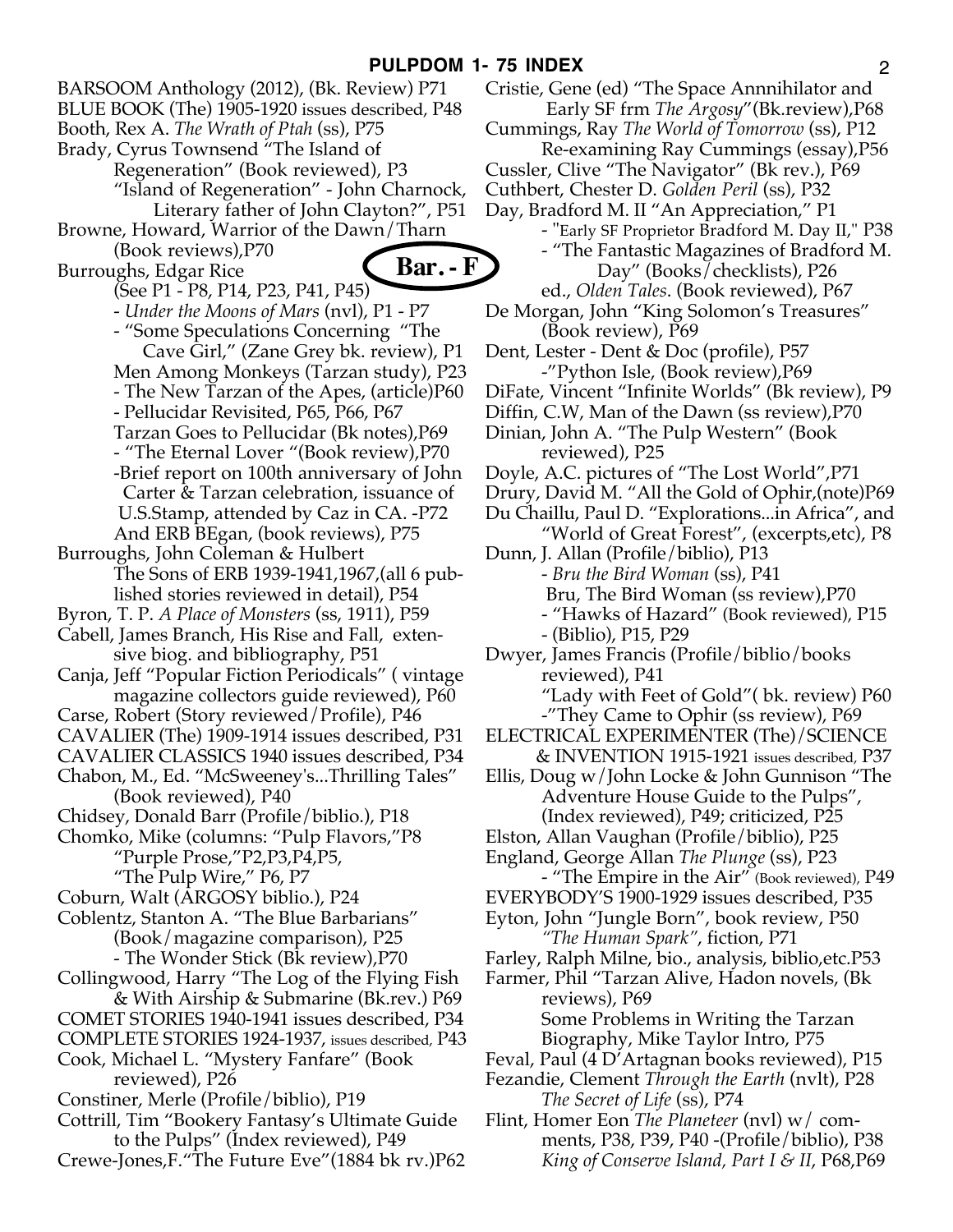BARSOOM Anthology (2012), (Bk. Review) P71

BLUE BOOK (The) 1905-1920 issues described, P48

Booth, Rex A. *The Wrath of Ptah* (ss), P75

Brady, Cyrus Townsend "The Island of Regeneration" (Book reviewed), P3
"Island of Regeneration" - John Charnock, Literary father of John Clayton?", P51

Browne, Howard, Warrior of the Dawn/Tharn (Book reviews),P70

**Bar. - F**

Burroughs, Edgar Rice
(See P1 - P8, P14, P23, P41, P45)
- *Under the Moons of Mars* (nvl), P1 - P7
- "Some Speculations Concerning "The Cave Girl," (Zane Grey bk. review), P1
Men Among Monkeys (Tarzan study), P23
- The New Tarzan of the Apes, (article)P60
- Pellucidar Revisited, P65, P66, P67
Tarzan Goes to Pellucidar (Bk notes),P69
- "The Eternal Lover "(Book review),P70
-Brief report on 100th anniversary of John Carter & Tarzan celebration, issuance of U.S.Stamp, attended by Caz in CA. -P72
And ERB BEgan, (book reviews), P75

Burroughs, John Coleman & Hulbert
The Sons of ERB 1939-1941,1967,(all 6 published stories reviewed in detail), P54

Byron, T. P. *A Place of Monsters* (ss, 1911), P59

Cabell, James Branch, His Rise and Fall, extensive biog. and bibliography, P51

Canja, Jeff "Popular Fiction Periodicals" ( vintage magazine collectors guide reviewed), P60

Carse, Robert (Story reviewed/Profile), P46

CAVALIER (The) 1909-1914 issues described, P31

CAVALIER CLASSICS 1940 issues described, P34

Chabon, M., Ed. "McSweeney's...Thrilling Tales" (Book reviewed), P40

Chidsey, Donald Barr (Profile/biblio.), P18

Chomko, Mike (columns: "Pulp Flavors,"P8
"Purple Prose,"P2,P3,P4,P5,
"The Pulp Wire," P6, P7

Coburn, Walt (ARGOSY biblio.), P24

Coblentz, Stanton A. "The Blue Barbarians" (Book/magazine comparison), P25
- The Wonder Stick (Bk review),P70

Collingwood, Harry "The Log of the Flying Fish & With Airship & Submarine (Bk.rev.) P69

COMET STORIES 1940-1941 issues described, P34

COMPLETE STORIES 1924-1937, issues described, P43

Cook, Michael L. "Mystery Fanfare" (Book reviewed), P26

Constiner, Merle (Profile/biblio), P19

Cottrill, Tim "Bookery Fantasy's Ultimate Guide to the Pulps" (Index reviewed), P49

Crewe-Jones,F."The Future Eve"(1884 bk rv.)P62

Cristie, Gene (ed) "The Space Annnihilator and Early SF frm *The Argosy*"(Bk.review),P68

Cummings, Ray *The World of Tomorrow* (ss), P12
Re-examining Ray Cummings (essay),P56

Cussler, Clive "The Navigator" (Bk rev.), P69

Cuthbert, Chester D. *Golden Peril* (ss), P32

Day, Bradford M. II "An Appreciation," P1
- "Early SF Proprietor Bradford M. Day II," P38
- "The Fantastic Magazines of Bradford M. Day" (Books/checklists), P26
ed., *Olden Tales*. (Book reviewed), P67

De Morgan, John "King Solomon's Treasures" (Book review), P69

Dent, Lester - Dent & Doc (profile), P57
-"Python Isle, (Book review),P69

DiFate, Vincent "Infinite Worlds" (Bk review), P9

Diffin, C.W, Man of the Dawn (ss review),P70

Dinian, John A. "The Pulp Western" (Book reviewed), P25

Doyle, A.C. pictures of "The Lost World",P71

Drury, David M. "All the Gold of Ophir,(note)P69

Du Chaillu, Paul D. "Explorations...in Africa", and "World of Great Forest", (excerpts,etc), P8

Dunn, J. Allan (Profile/biblio), P13
- *Bru the Bird Woman* (ss), P41
Bru, The Bird Woman (ss review),P70
- "Hawks of Hazard" (Book reviewed), P15
- (Biblio), P15, P29

Dwyer, James Francis (Profile/biblio/books reviewed), P41
"Lady with Feet of Gold"( bk. review) P60
-"They Came to Ophir (ss review), P69

ELECTRICAL EXPERIMENTER (The)/SCIENCE & INVENTION 1915-1921 issues described, P37

Ellis, Doug w/John Locke & John Gunnison "The Adventure House Guide to the Pulps", (Index reviewed), P49; criticized, P25

Elston, Allan Vaughan (Profile/biblio), P25

England, George Allan *The Plunge* (ss), P23
- "The Empire in the Air" (Book reviewed), P49

EVERYBODY'S 1900-1929 issues described, P35

Eyton, John "Jungle Born", book review, P50
*"The Human Spark"*, fiction, P71

Farley, Ralph Milne, bio., analysis, biblio,etc.P53

Farmer, Phil "Tarzan Alive, Hadon novels, (Bk reviews), P69
Some Problems in Writing the Tarzan Biography, Mike Taylor Intro, P75

Feval, Paul (4 D'Artagnan books reviewed), P15

Fezandie, Clement *Through the Earth* (nvlt), P28
*The Secret of Life* (ss), P74

Flint, Homer Eon *The Planeteer* (nvl) w/ comments, P38, P39, P40 -(Profile/biblio), P38
*King of Conserve Island, Part I & II*, P68,P69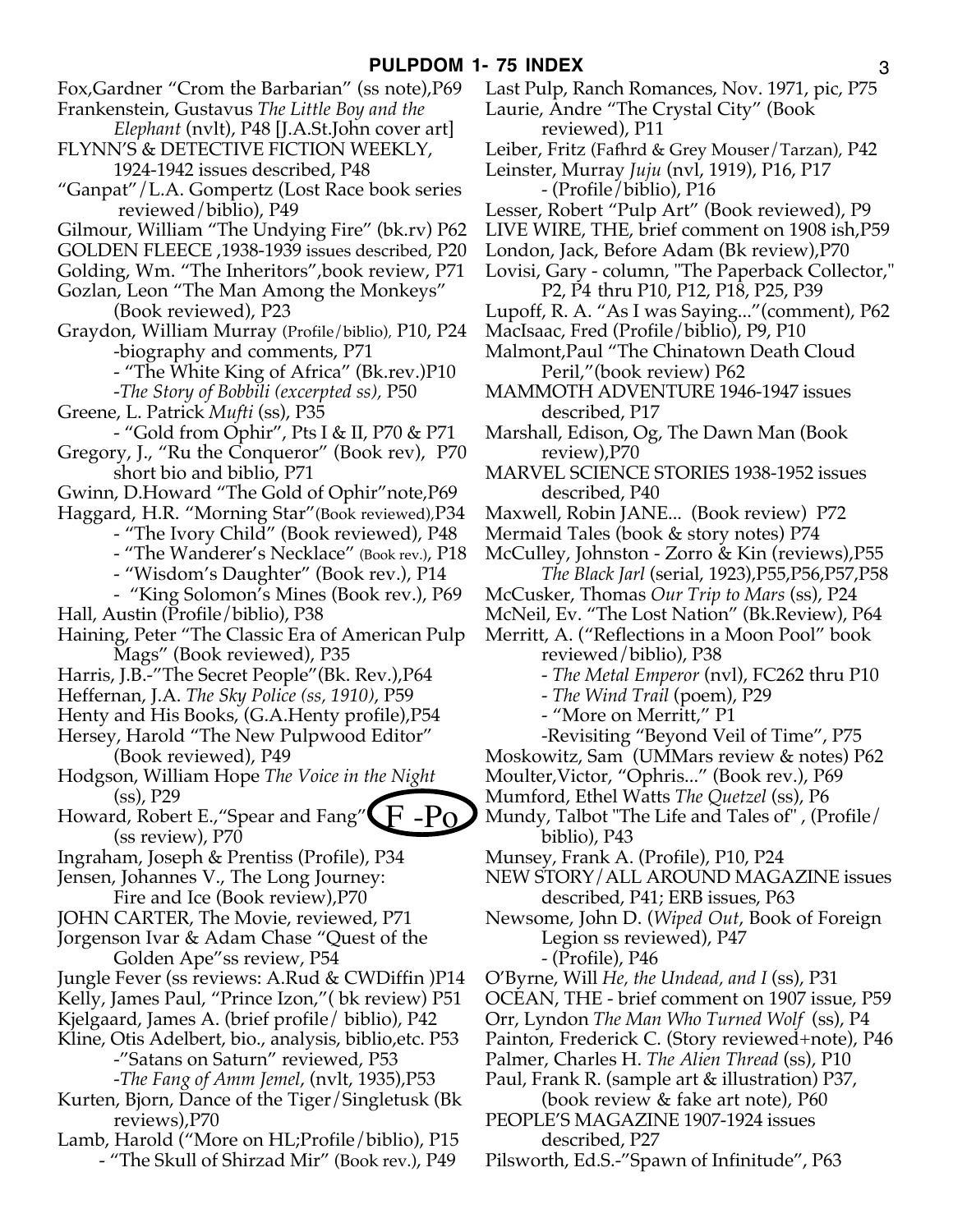## PULPDOM 1- 75 INDEX

Fox,Gardner "Crom the Barbarian" (ss note),P69
Frankenstein, Gustavus *The Little Boy and the Elephant* (nvlt), P48 [J.A.St.John cover art]
FLYNN'S & DETECTIVE FICTION WEEKLY, 1924-1942 issues described, P48
"Ganpat"/L.A. Gompertz (Lost Race book series reviewed/biblio), P49
Gilmour, William "The Undying Fire" (bk.rv) P62
GOLDEN FLEECE ,1938-1939 issues described, P20
Golding, Wm. "The Inheritors",book review, P71
Gozlan, Leon "The Man Among the Monkeys" (Book reviewed), P23
Graydon, William Murray (Profile/biblio), P10, P24
- biography and comments, P71
- "The White King of Africa" (Bk.rev.)P10
- *The Story of Bobbili (excerpted ss)*, P50
Greene, L. Patrick *Mufti* (ss), P35
- "Gold from Ophir", Pts I & II, P70 & P71
Gregory, J., "Ru the Conqueror" (Book rev), P70 short bio and biblio, P71
Gwinn, D.Howard "The Gold of Ophir"note,P69
Haggard, H.R. "Morning Star"(Book reviewed),P34
- "The Ivory Child" (Book reviewed), P48
- "The Wanderer's Necklace" (Book rev.), P18
- "Wisdom's Daughter" (Book rev.), P14
- "King Solomon's Mines (Book rev.), P69
Hall, Austin (Profile/biblio), P38
Haining, Peter "The Classic Era of American Pulp Mags" (Book reviewed), P35
Harris, J.B.-"The Secret People"(Bk. Rev.),P64
Heffernan, J.A. *The Sky Police (ss, 1910)*, P59
Henty and His Books, (G.A.Henty profile),P54
Hersey, Harold "The New Pulpwood Editor" (Book reviewed), P49
Hodgson, William Hope *The Voice in the Night* (ss), P29
Howard, Robert E.,"Spear and Fang" (ss review), P70

F -Po

Ingraham, Joseph & Prentiss (Profile), P34
Jensen, Johannes V., The Long Journey: Fire and Ice (Book review),P70
JOHN CARTER, The Movie, reviewed, P71
Jorgenson Ivar & Adam Chase "Quest of the Golden Ape"ss review, P54
Jungle Fever (ss reviews: A.Rud & CWDiffin )P14
Kelly, James Paul, "Prince Izon,"( bk review) P51
Kjelgaard, James A. (brief profile/ biblio), P42
Kline, Otis Adelbert, bio., analysis, biblio,etc. P53
- "Satans on Saturn" reviewed, P53
- *The Fang of Amm Jemel*, (nvlt, 1935),P53
Kurten, Bjorn, Dance of the Tiger/Singletusk (Bk reviews),P70
Lamb, Harold ("More on HL;Profile/biblio), P15
- "The Skull of Shirzad Mir" (Book rev.), P49
Last Pulp, Ranch Romances, Nov. 1971, pic, P75
Laurie, Andre "The Crystal City" (Book reviewed), P11
Leiber, Fritz (Fafhrd & Grey Mouser/Tarzan), P42
Leinster, Murray *Juju* (nvl, 1919), P16, P17
- (Profile/biblio), P16
Lesser, Robert "Pulp Art" (Book reviewed), P9
LIVE WIRE, THE, brief comment on 1908 ish,P59
London, Jack, Before Adam (Bk review),P70
Lovisi, Gary - column, "The Paperback Collector," P2, P4 thru P10, P12, P18, P25, P39
Lupoff, R. A. "As I was Saying..."(comment), P62
MacIsaac, Fred (Profile/biblio), P9, P10
Malmont,Paul "The Chinatown Death Cloud Peril,"(book review) P62
MAMMOTH ADVENTURE 1946-1947 issues described, P17
Marshall, Edison, Og, The Dawn Man (Book review),P70
MARVEL SCIENCE STORIES 1938-1952 issues described, P40
Maxwell, Robin JANE... (Book review) P72
Mermaid Tales (book & story notes) P74
McCulley, Johnston - Zorro & Kin (reviews),P55
*The Black Jarl* (serial, 1923),P55,P56,P57,P58
McCusker, Thomas *Our Trip to Mars* (ss), P24
McNeil, Ev. "The Lost Nation" (Bk.Review), P64
Merritt, A. ("Reflections in a Moon Pool" book reviewed/biblio), P38
- *The Metal Emperor* (nvl), FC262 thru P10
- *The Wind Trail* (poem), P29
- "More on Merritt," P1
- Revisiting "Beyond Veil of Time", P75
Moskowitz, Sam (UMMars review & notes) P62
Moulter,Victor, "Ophris..." (Book rev.), P69
Mumford, Ethel Watts *The Quetzel* (ss), P6
Mundy, Talbot "The Life and Tales of" , (Profile/ biblio), P43
Munsey, Frank A. (Profile), P10, P24
NEW STORY/ALL AROUND MAGAZINE issues described, P41; ERB issues, P63
Newsome, John D. (*Wiped Out*, Book of Foreign Legion ss reviewed), P47
- (Profile), P46
O'Byrne, Will *He, the Undead, and I* (ss), P31
OCEAN, THE - brief comment on 1907 issue, P59
Orr, Lyndon *The Man Who Turned Wolf* (ss), P4
Painton, Frederick C. (Story reviewed+note), P46
Palmer, Charles H. *The Alien Thread* (ss), P10
Paul, Frank R. (sample art & illustration) P37, (book review & fake art note), P60
PEOPLE'S MAGAZINE 1907-1924 issues described, P27
Pilsworth, Ed.S.-"Spawn of Infinitude", P63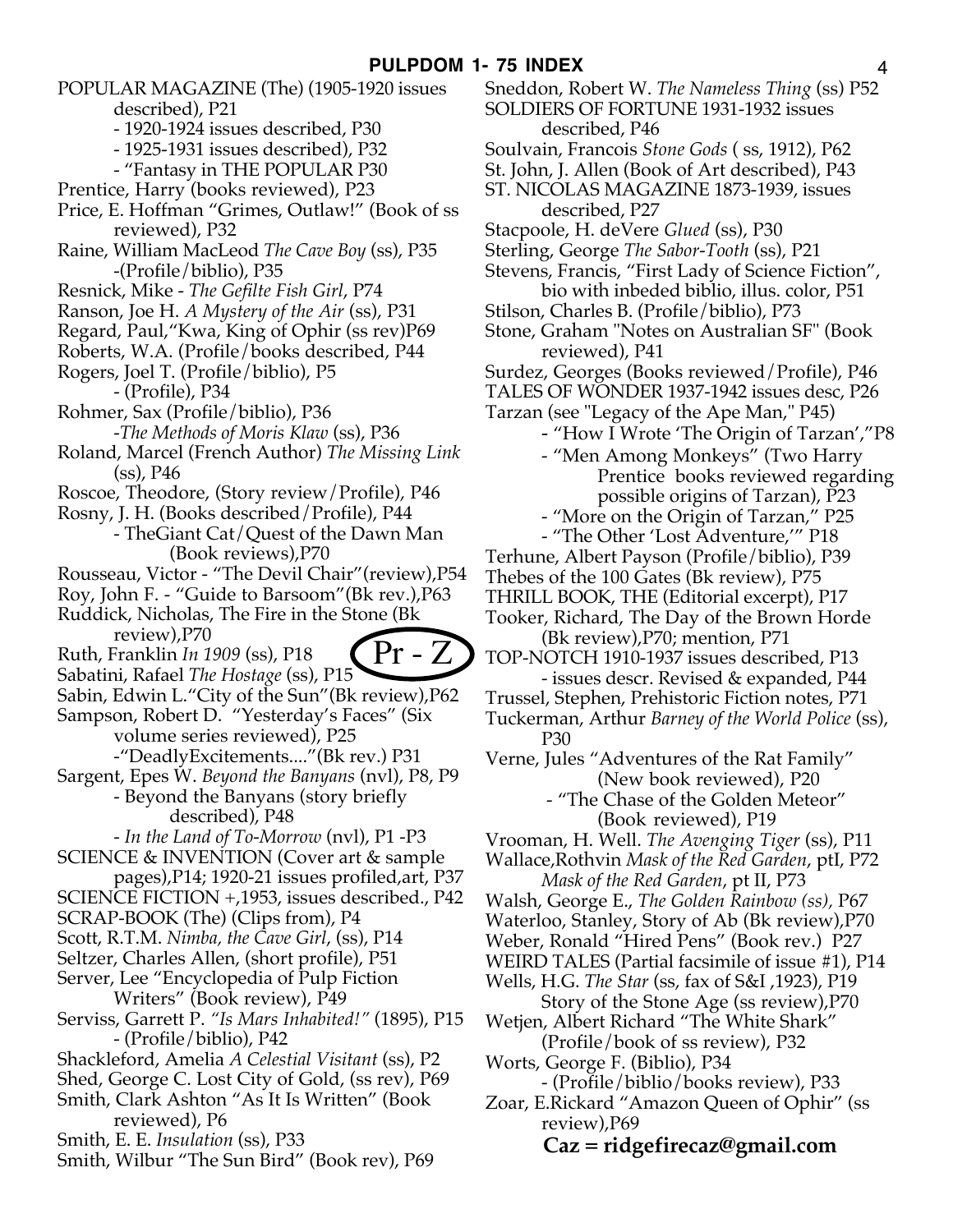POPULAR MAGAZINE (The) (1905-1920 issues described), P21
- 1920-1924 issues described, P30
- 1925-1931 issues described), P32
- "Fantasy in THE POPULAR P30

Prentice, Harry (books reviewed), P23

Price, E. Hoffman "Grimes, Outlaw!" (Book of ss reviewed), P32

Raine, William MacLeod *The Cave Boy* (ss), P35
-(Profile/biblio), P35

Resnick, Mike - *The Gefilte Fish Girl*, P74

Ranson, Joe H. *A Mystery of the Air* (ss), P31

Regard, Paul,"Kwa, King of Ophir (ss rev)P69

Roberts, W.A. (Profile/books described, P44

Rogers, Joel T. (Profile/biblio), P5
- (Profile), P34

Rohmer, Sax (Profile/biblio), P36
-*The Methods of Moris Klaw* (ss), P36

Roland, Marcel (French Author) *The Missing Link* (ss), P46

Roscoe, Theodore, (Story review/Profile), P46

Rosny, J. H. (Books described/Profile), P44
- TheGiant Cat/Quest of the Dawn Man (Book reviews),P70

Rousseau, Victor - "The Devil Chair"(review),P54

Roy, John F. - "Guide to Barsoom"(Bk rev.),P63

Ruddick, Nicholas, The Fire in the Stone (Bk review),P70

Ruth, Franklin *In 1909* (ss), P18

Pr - Z

Sabatini, Rafael *The Hostage* (ss), P15

Sabin, Edwin L."City of the Sun"(Bk review),P62

Sampson, Robert D. "Yesterday's Faces" (Six volume series reviewed), P25
-"DeadlyExcitements...."(Bk rev.) P31

Sargent, Epes W. *Beyond the Banyans* (nvl), P8, P9
- Beyond the Banyans (story briefly described), P48
- *In the Land of To-Morrow* (nvl), P1 -P3

SCIENCE & INVENTION (Cover art & sample pages),P14; 1920-21 issues profiled,art, P37

SCIENCE FICTION +,1953, issues described., P42

SCRAP-BOOK (The) (Clips from), P4

Scott, R.T.M. *Nimba, the Cave Girl*, (ss), P14

Seltzer, Charles Allen, (short profile), P51

Server, Lee "Encyclopedia of Pulp Fiction Writers" (Book review), P49

Serviss, Garrett P. *"Is Mars Inhabited!"* (1895), P15
- (Profile/biblio), P42

Shackleford, Amelia *A Celestial Visitant* (ss), P2

Shed, George C. Lost City of Gold, (ss rev), P69

Smith, Clark Ashton "As It Is Written" (Book reviewed), P6

Smith, E. E. *Insulation* (ss), P33

Smith, Wilbur "The Sun Bird" (Book rev), P69

Sneddon, Robert W. *The Nameless Thing* (ss) P52

SOLDIERS OF FORTUNE 1931-1932 issues described, P46

Soulvain, Francois *Stone Gods* ( ss, 1912), P62

St. John, J. Allen (Book of Art described), P43

ST. NICOLAS MAGAZINE 1873-1939, issues described, P27

Stacpoole, H. deVere *Glued* (ss), P30

Sterling, George *The Sabor-Tooth* (ss), P21

Stevens, Francis, "First Lady of Science Fiction", bio with inbeded biblio, illus. color, P51

Stilson, Charles B. (Profile/biblio), P73

Stone, Graham "Notes on Australian SF" (Book reviewed), P41

Surdez, Georges (Books reviewed/Profile), P46

TALES OF WONDER 1937-1942 issues desc, P26

Tarzan (see "Legacy of the Ape Man," P45)
- "How I Wrote 'The Origin of Tarzan',"P8
- "Men Among Monkeys" (Two Harry Prentice books reviewed regarding possible origins of Tarzan), P23
- "More on the Origin of Tarzan," P25
- "The Other 'Lost Adventure,'" P18

Terhune, Albert Payson (Profile/biblio), P39

Thebes of the 100 Gates (Bk review), P75

THRILL BOOK, THE (Editorial excerpt), P17

Tooker, Richard, The Day of the Brown Horde (Bk review),P70; mention, P71

TOP-NOTCH 1910-1937 issues described, P13
- issues descr. Revised & expanded, P44

Trussel, Stephen, Prehistoric Fiction notes, P71

Tuckerman, Arthur *Barney of the World Police* (ss), P30

Verne, Jules "Adventures of the Rat Family" (New book reviewed), P20
- "The Chase of the Golden Meteor" (Book reviewed), P19

Vrooman, H. Well. *The Avenging Tiger* (ss), P11

Wallace,Rothvin *Mask of the Red Garden*, ptI, P72
*Mask of the Red Garden*, pt II, P73

Walsh, George E., *The Golden Rainbow (ss),* P67

Waterloo, Stanley, Story of Ab (Bk review),P70

Weber, Ronald "Hired Pens" (Book rev.) P27

WEIRD TALES (Partial facsimile of issue #1), P14

Wells, H.G. *The Star* (ss, fax of S&I ,1923), P19
Story of the Stone Age (ss review),P70

Wetjen, Albert Richard "The White Shark" (Profile/book of ss review), P32

Worts, George F. (Biblio), P34
- (Profile/biblio/books review), P33

Zoar, E.Rickard "Amazon Queen of Ophir" (ss review),P69

**Caz = ridgefirecaz@gmail.com**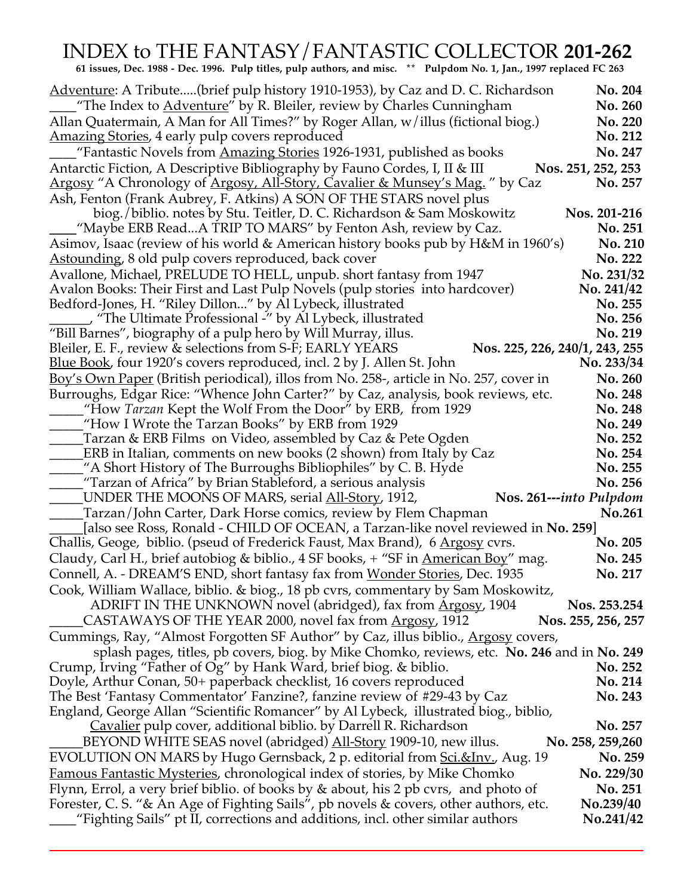# INDEX to THE FANTASY/FANTASTIC COLLECTOR **201-262**

**61 issues, Dec. 1988 - Dec. 1996. Pulp titles, pulp authors, and misc. ** Pulpdom No. 1, Jan., 1997 replaced FC 263**

Adventure: A Tribute.....(brief pulp history 1910-1953), by Caz and D. C. Richardson **No. 204**

____"The Index to Adventure" by R. Bleiler, review by Charles Cunningham **No. 260**

Allan Quatermain, A Man for All Times?" by Roger Allan, w/illus (fictional biog.) **No. 220**

Amazing Stories, 4 early pulp covers reproduced **No. 212**

____"Fantastic Novels from Amazing Stories 1926-1931, published as books **No. 247**

Antarctic Fiction, A Descriptive Bibliography by Fauno Cordes, I, II & III **Nos. 251, 252, 253**

Argosy "A Chronology of Argosy, All-Story, Cavalier & Munsey's Mag. " by Caz **No. 257**

Ash, Fenton (Frank Aubrey, F. Atkins) A SON OF THE STARS novel plus biog./biblio. notes by Stu. Teitler, D. C. Richardson & Sam Moskowitz **Nos. 201-216**

____"Maybe ERB Read...A TRIP TO MARS" by Fenton Ash, review by Caz. **No. 251**

Asimov, Isaac (review of his world & American history books pub by H&M in 1960's) **No. 210**

Astounding, 8 old pulp covers reproduced, back cover **No. 222**

Avallone, Michael, PRELUDE TO HELL, unpub. short fantasy from 1947 **No. 231/32**

Avalon Books: Their First and Last Pulp Novels (pulp stories into hardcover) **No. 241/42**

Bedford-Jones, H. "Riley Dillon..." by Al Lybeck, illustrated **No. 255**

______, "The Ultimate Professional -" by Al Lybeck, illustrated **No. 256**

"Bill Barnes", biography of a pulp hero by Will Murray, illus. **No. 219**

Bleiler, E. F., review & selections from S-F; EARLY YEARS **Nos. 225, 226, 240/1, 243, 255**

Blue Book, four 1920's covers reproduced, incl. 2 by J. Allen St. John **No. 233/34**

Boy's Own Paper (British periodical), illos from No. 258-, article in No. 257, cover in **No. 260**

Burroughs, Edgar Rice: "Whence John Carter?" by Caz, analysis, book reviews, etc. **No. 248**

_____"How *Tarzan* Kept the Wolf From the Door" by ERB, from 1929 **No. 248**

_____"How I Wrote the Tarzan Books" by ERB from 1929 **No. 249**

_____Tarzan & ERB Films on Video, assembled by Caz & Pete Ogden **No. 252**

_____ERB in Italian, comments on new books (2 shown) from Italy by Caz **No. 254**

_____"A Short History of The Burroughs Bibliophiles" by C. B. Hyde **No. 255**

_____"Tarzan of Africa" by Brian Stableford, a serious analysis **No. 256**

_____UNDER THE MOONS OF MARS, serial All-Story, 1912, **Nos. 261---*into Pulpdom***

_____Tarzan/John Carter, Dark Horse comics, review by Flem Chapman **No.261**

_____[also see Ross, Ronald - CHILD OF OCEAN, a Tarzan-like novel reviewed in **No. 259**]

Challis, Geoge, biblio. (pseud of Frederick Faust, Max Brand), 6 Argosy cvrs. **No. 205**

Claudy, Carl H., brief autobiog & biblio., 4 SF books, + "SF in American Boy" mag. **No. 245**

Connell, A. - DREAM'S END, short fantasy fax from Wonder Stories, Dec. 1935 **No. 217**

Cook, William Wallace, biblio. & biog., 18 pb cvrs, commentary by Sam Moskowitz, ADRIFT IN THE UNKNOWN novel (abridged), fax from Argosy, 1904 **Nos. 253.254**

_____CASTAWAYS OF THE YEAR 2000, novel fax from Argosy, 1912 **Nos. 255, 256, 257**

Cummings, Ray, "Almost Forgotten SF Author" by Caz, illus biblio., Argosy covers, splash pages, titles, pb covers, biog. by Mike Chomko, reviews, etc. **No. 246** and in **No. 249**

Crump, Irving "Father of Og" by Hank Ward, brief biog. & biblio. **No. 252**

Doyle, Arthur Conan, 50+ paperback checklist, 16 covers reproduced **No. 214**

The Best 'Fantasy Commentator' Fanzine?, fanzine review of #29-43 by Caz **No. 243**

England, George Allan "Scientific Romancer" by Al Lybeck, illustrated biog., biblio, Cavalier pulp cover, additional biblio. by Darrell R. Richardson **No. 257**

_____BEYOND WHITE SEAS novel (abridged) All-Story 1909-10, new illus. **No. 258, 259,260**

EVOLUTION ON MARS by Hugo Gernsback, 2 p. editorial from Sci.&Inv., Aug. 19 **No. 259**

Famous Fantastic Mysteries, chronological index of stories, by Mike Chomko **No. 229/30**

Flynn, Errol, a very brief biblio. of books by & about, his 2 pb cvrs, and photo of **No. 251**

Forester, C. S. "& An Age of Fighting Sails", pb novels & covers, other authors, etc. **No.239/40**

____"Fighting Sails" pt II, corrections and additions, incl. other similar authors **No.241/42**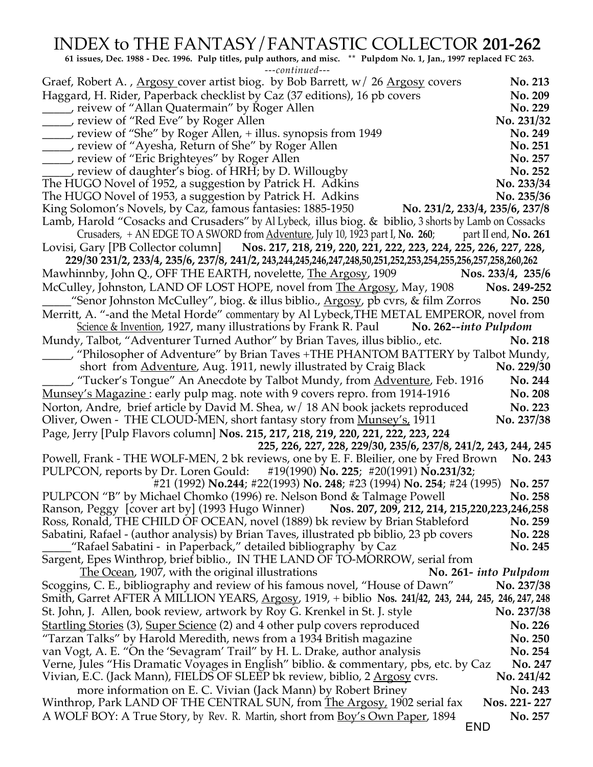# INDEX to THE FANTASY/FANTASTIC COLLECTOR 201-262

**61 issues, Dec. 1988 - Dec. 1996. Pulp titles, pulp authors, and misc. \*\* Pulpdom No. 1, Jan., 1997 replaced FC 263.**

*---continued---*

Graef, Robert A. , Argosy cover artist biog. by Bob Barrett, w/ 26 Argosy covers **No. 213**

Haggard, H. Rider, Paperback checklist by Caz (37 editions), 16 pb covers **No. 209**

_____, reivew of "Allan Quatermain" by Roger Allen **No. 229**

_____, review of "Red Eve" by Roger Allen **No. 231/32**

_____, review of "She" by Roger Allen, + illus. synopsis from 1949 **No. 249**

_____, review of "Ayesha, Return of She" by Roger Allen **No. 251**

_____, review of "Eric Brighteyes" by Roger Allen **No. 257**

_____, review of daughter's biog. of HRH; by D. Willougby **No. 252**

The HUGO Novel of 1952, a suggestion by Patrick H. Adkins **No. 233/34**

The HUGO Novel of 1953, a suggestion by Patrick H. Adkins **No. 235/36**

King Solomon's Novels, by Caz, famous fantasies: 1885-1950 **No. 231/2, 233/4, 235/6, 237/8**

Lamb, Harold "Cosacks and Crusaders" by Al Lybeck, illus biog. & biblio, 3 shorts by Lamb on Cossacks Crusaders, + AN EDGE TO A SWORD from Adventure, July 10, 1923 part I, **No. 260**; part II end, **No. 261**

Lovisi, Gary [PB Collector column] **Nos. 217, 218, 219, 220, 221, 222, 223, 224, 225, 226, 227, 228, 229/30 231/2, 233/4, 235/6, 237/8, 241/2, 243,244,245,246,247,248,50,251,252,253,254,255,256,257,258,260,262**

Mawhinnby, John Q., OFF THE EARTH, novelette, The Argosy, 1909 **Nos. 233/4, 235/6**

McCulley, Johnston, LAND OF LOST HOPE, novel from The Argosy, May, 1908 **Nos. 249-252**

_____"Senor Johnston McCulley", biog. & illus biblio., Argosy, pb cvrs, & film Zorros **No. 250**

Merritt, A. "-and the Metal Horde" commentary by Al Lybeck,THE METAL EMPEROR, novel from Science & Invention, 1927, many illustrations by Frank R. Paul **No. 262--*into Pulpdom***

Mundy, Talbot, "Adventurer Turned Author" by Brian Taves, illus biblio., etc. **No. 218**

_____, "Philosopher of Adventure" by Brian Taves +THE PHANTOM BATTERY by Talbot Mundy, short from Adventure, Aug. 1911, newly illustrated by Craig Black **No. 229/30**

_____, "Tucker's Tongue" An Anecdote by Talbot Mundy, from Adventure, Feb. 1916 **No. 244**

Munsey's Magazine : early pulp mag. note with 9 covers repro. from 1914-1916 **No. 208**

Norton, Andre, brief article by David M. Shea, w/ 18 AN book jackets reproduced **No. 223**

Oliver, Owen - THE CLOUD-MEN, short fantasy story from Munsey's, 1911 **No. 237/38**

Page, Jerry [Pulp Flavors column] **Nos. 215, 217, 218, 219, 220, 221, 222, 223, 224 225, 226, 227, 228, 229/30, 235/6, 237/8, 241/2, 243, 244, 245**

Powell, Frank - THE WOLF-MEN, 2 bk reviews, one by E. F. Bleilier, one by Fred Brown **No. 243**

PULPCON, reports by Dr. Loren Gould: #19(1990) **No. 225**; #20(1991) **No.231/32**; #21 (1992) **No.244**; #22(1993) **No. 248**; #23 (1994) **No. 254**; #24 (1995) **No. 257**

PULPCON "B" by Michael Chomko (1996) re. Nelson Bond & Talmage Powell **No. 258**

Ranson, Peggy [cover art by] (1993 Hugo Winner) **Nos. 207, 209, 212, 214, 215,220,223,246,258**

Ross, Ronald, THE CHILD OF OCEAN, novel (1889) bk review by Brian Stableford **No. 259**

Sabatini, Rafael - (author analysis) by Brian Taves, illustrated pb biblio, 23 pb covers **No. 228**

_____"Rafael Sabatini - in Paperback," detailed bibliography by Caz **No. 245**

Sargent, Epes Winthrop, brief biblio., IN THE LAND OF TO-MORROW, serial from The Ocean, 1907, with the original illustrations **No. 261- *into Pulpdom***

Scoggins, C. E., bibliography and review of his famous novel, "House of Dawn" **No. 237/38**

Smith, Garret AFTER A MILLION YEARS, Argosy, 1919, + biblio **Nos. 241/42, 243, 244, 245, 246, 247, 248**

St. John, J. Allen, book review, artwork by Roy G. Krenkel in St. J. style **No. 237/38**

Startling Stories (3), Super Science (2) and 4 other pulp covers reproduced **No. 226**

"Tarzan Talks" by Harold Meredith, news from a 1934 British magazine **No. 250**

van Vogt, A. E. "On the 'Sevagram' Trail" by H. L. Drake, author analysis **No. 254**

Verne, Jules "His Dramatic Voyages in English" biblio. & commentary, pbs, etc. by Caz **No. 247**

Vivian, E.C. (Jack Mann), FIELDS OF SLEEP bk review, biblio, 2 Argosy cvrs. **No. 241/42**

more information on E. C. Vivian (Jack Mann) by Robert Briney **No. 243**

Winthrop, Park LAND OF THE CENTRAL SUN, from The Argosy, 1902 serial fax **Nos. 221- 227**

A WOLF BOY: A True Story, by Rev. R. Martin, short from Boy's Own Paper, 1894 **No. 257**

END